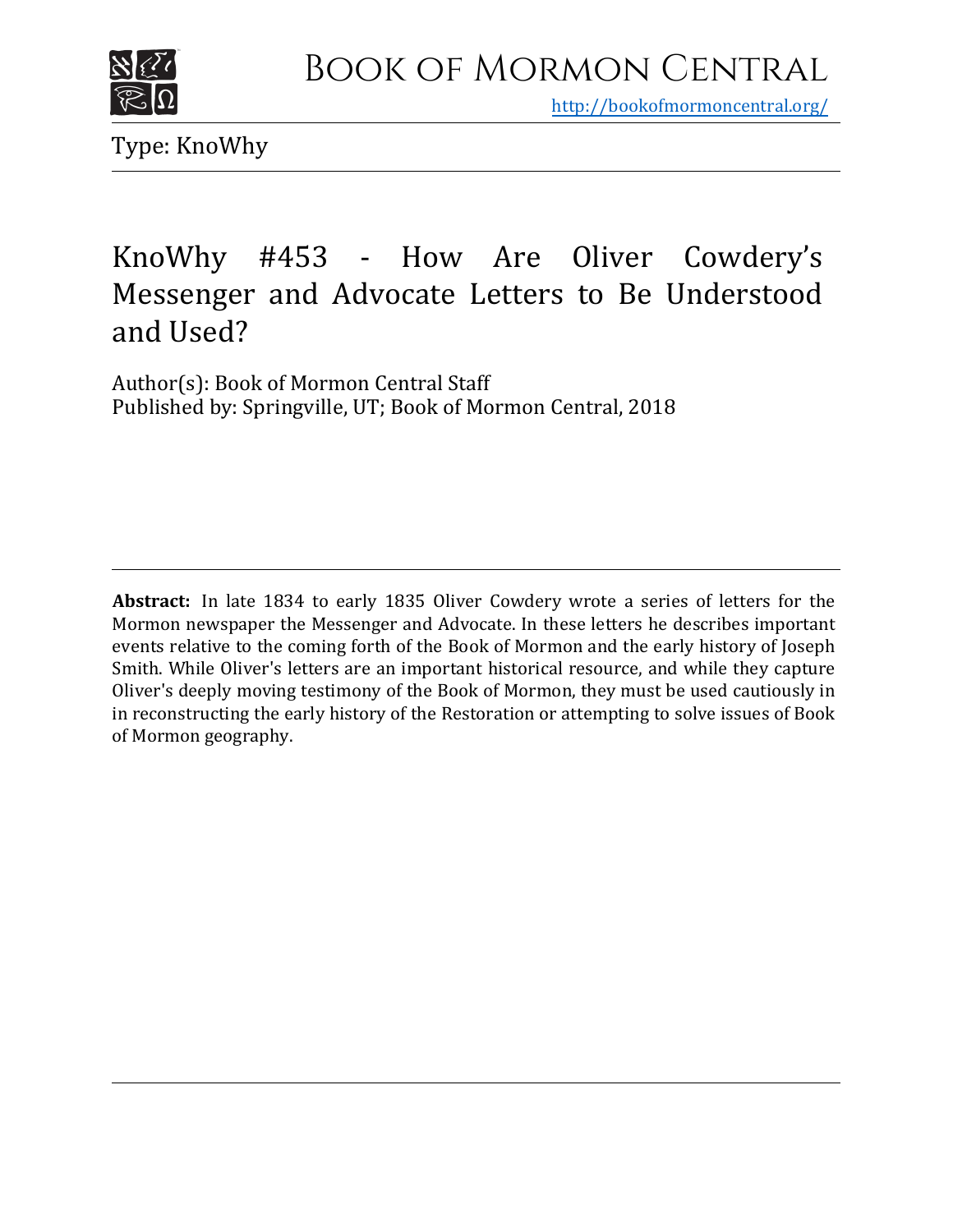# Book of Mormon Central

http://bookofmormoncentral.org/

Type: KnoWhy

## KnoWhy #453 - How Are Oliver Cowdery's Messenger and Advocate Letters to Be Understood and Used?

Author(s): Book of Mormon Central Staff
Published by: Springville, UT; Book of Mormon Central, 2018

**Abstract:** In late 1834 to early 1835 Oliver Cowdery wrote a series of letters for the Mormon newspaper the Messenger and Advocate. In these letters he describes important events relative to the coming forth of the Book of Mormon and the early history of Joseph Smith. While Oliver's letters are an important historical resource, and while they capture Oliver's deeply moving testimony of the Book of Mormon, they must be used cautiously in in reconstructing the early history of the Restoration or attempting to solve issues of Book of Mormon geography.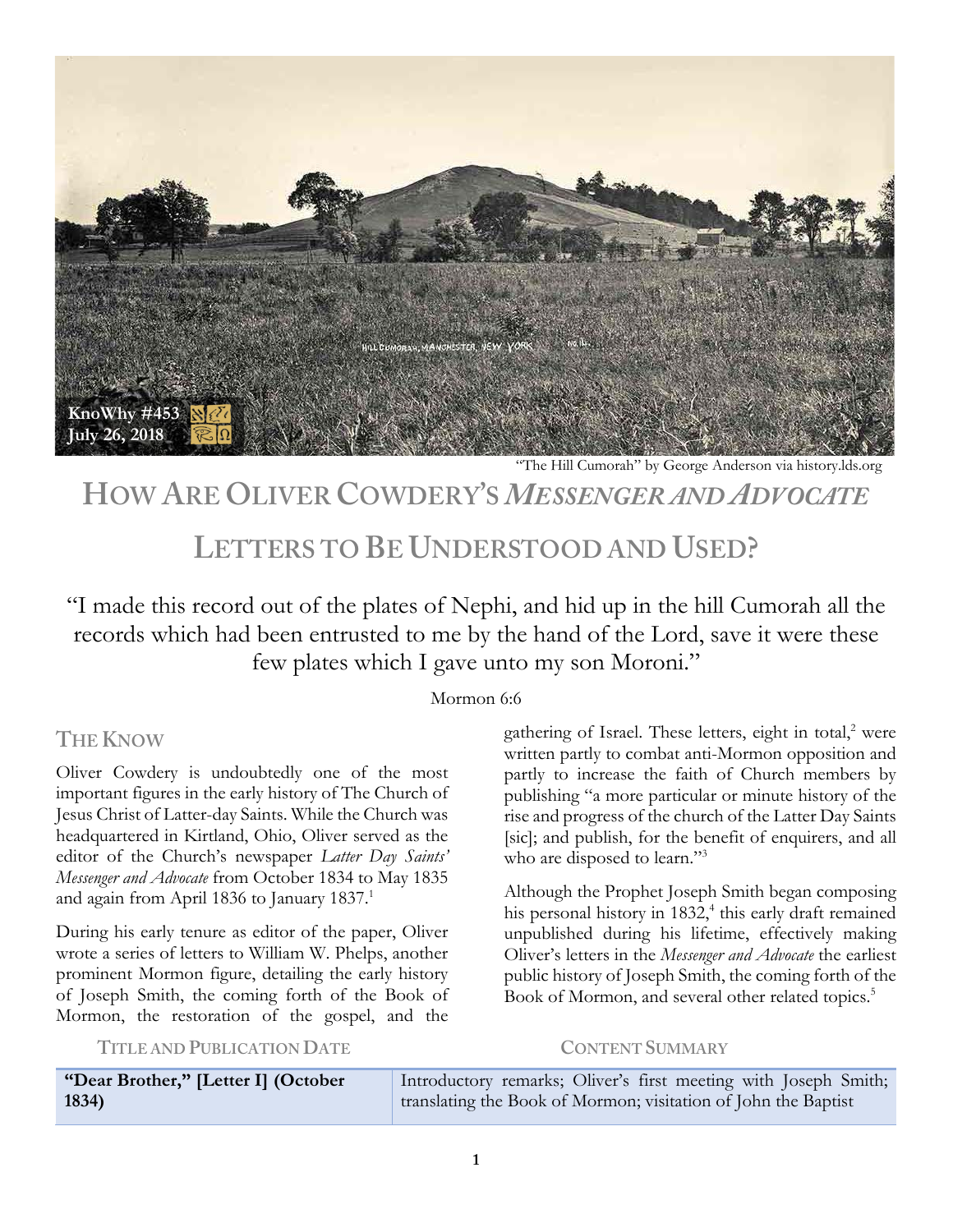"The Hill Cumorah" by George Anderson via history.lds.org

# HOW ARE OLIVER COWDERY'S *MESSENGER AND ADVOCATE* LETTERS TO BE UNDERSTOOD AND USED?

"I made this record out of the plates of Nephi, and hid up in the hill Cumorah all the records which had been entrusted to me by the hand of the Lord, save it were these few plates which I gave unto my son Moroni."

Mormon 6:6

## THE KNOW

Oliver Cowdery is undoubtedly one of the most important figures in the early history of The Church of Jesus Christ of Latter-day Saints. While the Church was headquartered in Kirtland, Ohio, Oliver served as the editor of the Church's newspaper *Latter Day Saints' Messenger and Advocate* from October 1834 to May 1835 and again from April 1836 to January 1837.[1]

During his early tenure as editor of the paper, Oliver wrote a series of letters to William W. Phelps, another prominent Mormon figure, detailing the early history of Joseph Smith, the coming forth of the Book of Mormon, the restoration of the gospel, and the gathering of Israel. These letters, eight in total,[2] were written partly to combat anti-Mormon opposition and partly to increase the faith of Church members by publishing "a more particular or minute history of the rise and progress of the church of the Latter Day Saints [sic]; and publish, for the benefit of enquirers, and all who are disposed to learn."[3]

Although the Prophet Joseph Smith began composing his personal history in 1832,[4] this early draft remained unpublished during his lifetime, effectively making Oliver's letters in the *Messenger and Advocate* the earliest public history of Joseph Smith, the coming forth of the Book of Mormon, and several other related topics.[5]

| TITLE AND PUBLICATION DATE | CONTENT SUMMARY |
|---|---|
| **"Dear Brother," [Letter I] (October 1834)** | Introductory remarks; Oliver's first meeting with Joseph Smith; translating the Book of Mormon; visitation of John the Baptist |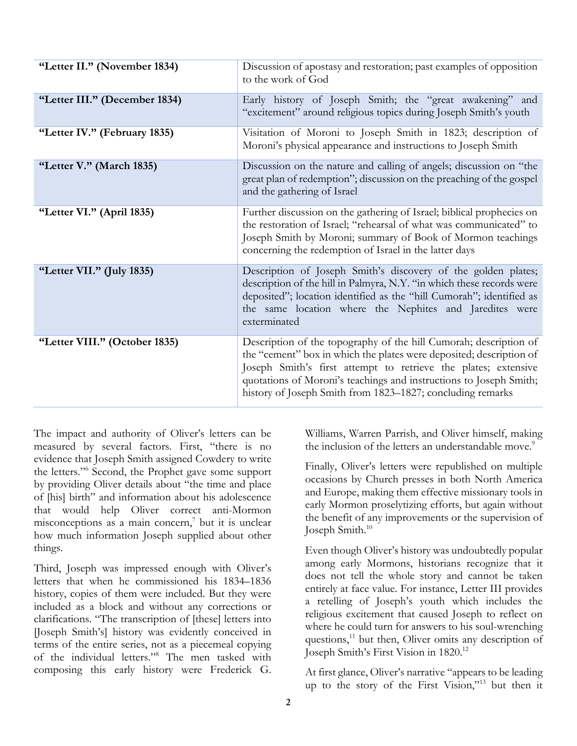| | |
|---|---|
| **"Letter II." (November 1834)** | Discussion of apostasy and restoration; past examples of opposition to the work of God |
| **"Letter III." (December 1834)** | Early history of Joseph Smith; the "great awakening" and "excitement" around religious topics during Joseph Smith's youth |
| **"Letter IV." (February 1835)** | Visitation of Moroni to Joseph Smith in 1823; description of Moroni's physical appearance and instructions to Joseph Smith |
| **"Letter V." (March 1835)** | Discussion on the nature and calling of angels; discussion on "the great plan of redemption"; discussion on the preaching of the gospel and the gathering of Israel |
| **"Letter VI." (April 1835)** | Further discussion on the gathering of Israel; biblical prophecies on the restoration of Israel; "rehearsal of what was communicated" to Joseph Smith by Moroni; summary of Book of Mormon teachings concerning the redemption of Israel in the latter days |
| **"Letter VII." (July 1835)** | Description of Joseph Smith's discovery of the golden plates; description of the hill in Palmyra, N.Y. "in which these records were deposited"; location identified as the "hill Cumorah"; identified as the same location where the Nephites and Jaredites were exterminated |
| **"Letter VIII." (October 1835)** | Description of the topography of the hill Cumorah; description of the "cement" box in which the plates were deposited; description of Joseph Smith's first attempt to retrieve the plates; extensive quotations of Moroni's teachings and instructions to Joseph Smith; history of Joseph Smith from 1823–1827; concluding remarks |

The impact and authority of Oliver's letters can be measured by several factors. First, "there is no evidence that Joseph Smith assigned Cowdery to write the letters."[6] Second, the Prophet gave some support by providing Oliver details about "the time and place of [his] birth" and information about his adolescence that would help Oliver correct anti-Mormon misconceptions as a main concern,[7] but it is unclear how much information Joseph supplied about other things.

Third, Joseph was impressed enough with Oliver's letters that when he commissioned his 1834–1836 history, copies of them were included. But they were included as a block and without any corrections or clarifications. "The transcription of [these] letters into [Joseph Smith's] history was evidently conceived in terms of the entire series, not as a piecemeal copying of the individual letters."[8] The men tasked with composing this early history were Frederick G. Williams, Warren Parrish, and Oliver himself, making the inclusion of the letters an understandable move.[9]

Finally, Oliver's letters were republished on multiple occasions by Church presses in both North America and Europe, making them effective missionary tools in early Mormon proselytizing efforts, but again without the benefit of any improvements or the supervision of Joseph Smith.[10]

Even though Oliver's history was undoubtedly popular among early Mormons, historians recognize that it does not tell the whole story and cannot be taken entirely at face value. For instance, Letter III provides a retelling of Joseph's youth which includes the religious excitement that caused Joseph to reflect on where he could turn for answers to his soul-wrenching questions,[11] but then, Oliver omits any description of Joseph Smith's First Vision in 1820.[12]

At first glance, Oliver's narrative "appears to be leading up to the story of the First Vision,"[13] but then it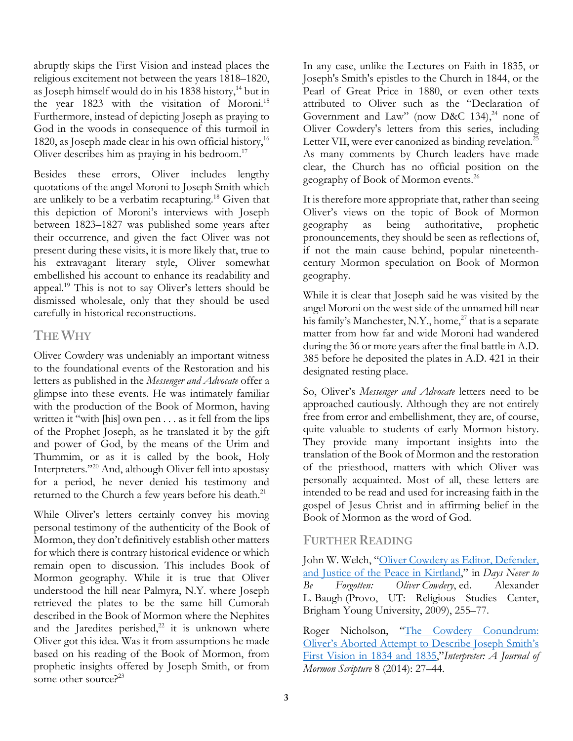abruptly skips the First Vision and instead places the religious excitement not between the years 1818–1820, as Joseph himself would do in his 1838 history,[14] but in the year 1823 with the visitation of Moroni.[15] Furthermore, instead of depicting Joseph as praying to God in the woods in consequence of this turmoil in 1820, as Joseph made clear in his own official history,[16] Oliver describes him as praying in his bedroom.[17]

Besides these errors, Oliver includes lengthy quotations of the angel Moroni to Joseph Smith which are unlikely to be a verbatim recapturing.[18] Given that this depiction of Moroni's interviews with Joseph between 1823–1827 was published some years after their occurrence, and given the fact Oliver was not present during these visits, it is more likely that, true to his extravagant literary style, Oliver somewhat embellished his account to enhance its readability and appeal.[19] This is not to say Oliver's letters should be dismissed wholesale, only that they should be used carefully in historical reconstructions.

## The Why

Oliver Cowdery was undeniably an important witness to the foundational events of the Restoration and his letters as published in the *Messenger and Advocate* offer a glimpse into these events. He was intimately familiar with the production of the Book of Mormon, having written it "with [his] own pen . . . as it fell from the lips of the Prophet Joseph, as he translated it by the gift and power of God, by the means of the Urim and Thummim, or as it is called by the book, Holy Interpreters."[20] And, although Oliver fell into apostasy for a period, he never denied his testimony and returned to the Church a few years before his death.[21]

While Oliver's letters certainly convey his moving personal testimony of the authenticity of the Book of Mormon, they don't definitively establish other matters for which there is contrary historical evidence or which remain open to discussion. This includes Book of Mormon geography. While it is true that Oliver understood the hill near Palmyra, N.Y. where Joseph retrieved the plates to be the same hill Cumorah described in the Book of Mormon where the Nephites and the Jaredites perished,[22] it is unknown where Oliver got this idea. Was it from assumptions he made based on his reading of the Book of Mormon, from prophetic insights offered by Joseph Smith, or from some other source?[23]

In any case, unlike the Lectures on Faith in 1835, or Joseph's Smith's epistles to the Church in 1844, or the Pearl of Great Price in 1880, or even other texts attributed to Oliver such as the "Declaration of Government and Law" (now D&C 134),[24] none of Oliver Cowdery's letters from this series, including Letter VII, were ever canonized as binding revelation.[25] As many comments by Church leaders have made clear, the Church has no official position on the geography of Book of Mormon events.[26]

It is therefore more appropriate that, rather than seeing Oliver's views on the topic of Book of Mormon geography as being authoritative, prophetic pronouncements, they should be seen as reflections of, if not the main cause behind, popular nineteenth-century Mormon speculation on Book of Mormon geography.

While it is clear that Joseph said he was visited by the angel Moroni on the west side of the unnamed hill near his family's Manchester, N.Y., home,[27] that is a separate matter from how far and wide Moroni had wandered during the 36 or more years after the final battle in A.D. 385 before he deposited the plates in A.D. 421 in their designated resting place.

So, Oliver's *Messenger and Advocate* letters need to be approached cautiously. Although they are not entirely free from error and embellishment, they are, of course, quite valuable to students of early Mormon history. They provide many important insights into the translation of the Book of Mormon and the restoration of the priesthood, matters with which Oliver was personally acquainted. Most of all, these letters are intended to be read and used for increasing faith in the gospel of Jesus Christ and in affirming belief in the Book of Mormon as the word of God.

## Further Reading

John W. Welch, "Oliver Cowdery as Editor, Defender, and Justice of the Peace in Kirtland," in *Days Never to Be Forgotten: Oliver Cowdery*, ed. Alexander L. Baugh (Provo, UT: Religious Studies Center, Brigham Young University, 2009), 255–77.

Roger Nicholson, "The Cowdery Conundrum: Oliver's Aborted Attempt to Describe Joseph Smith's First Vision in 1834 and 1835," *Interpreter: A Journal of Mormon Scripture* 8 (2014): 27–44.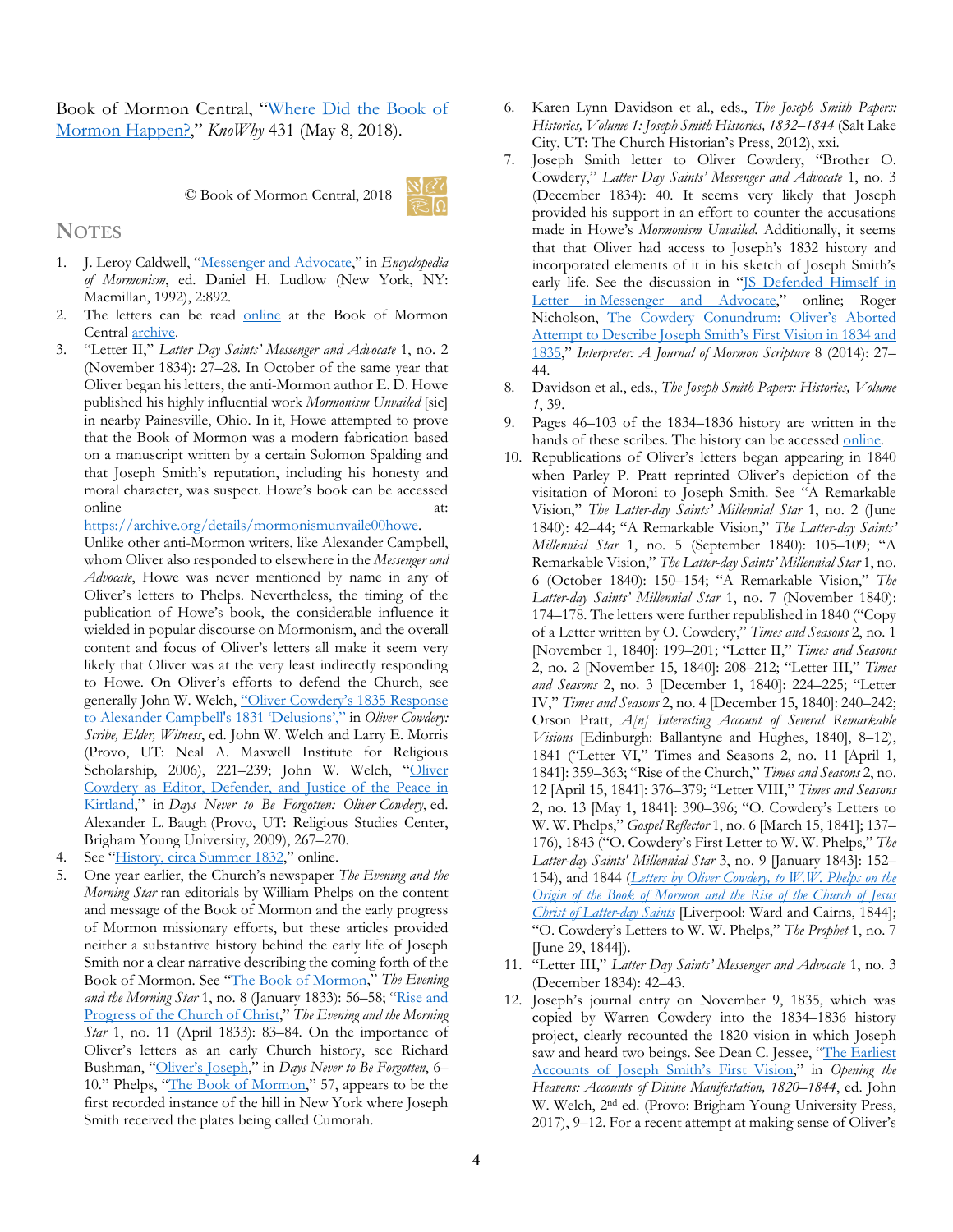Book of Mormon Central, "Where Did the Book of Mormon Happen?," *KnoWhy* 431 (May 8, 2018).

© Book of Mormon Central, 2018

## NOTES

1. J. Leroy Caldwell, "Messenger and Advocate," in *Encyclopedia of Mormonism*, ed. Daniel H. Ludlow (New York, NY: Macmillan, 1992), 2:892.
2. The letters can be read online at the Book of Mormon Central archive.
3. "Letter II," *Latter Day Saints' Messenger and Advocate* 1, no. 2 (November 1834): 27–28. In October of the same year that Oliver began his letters, the anti-Mormon author E. D. Howe published his highly influential work *Mormonism Unvailed* [sic] in nearby Painesville, Ohio. In it, Howe attempted to prove that the Book of Mormon was a modern fabrication based on a manuscript written by a certain Solomon Spalding and that Joseph Smith's reputation, including his honesty and moral character, was suspect. Howe's book can be accessed online at: https://archive.org/details/mormonismunvaile00howe. Unlike other anti-Mormon writers, like Alexander Campbell, whom Oliver also responded to elsewhere in the *Messenger and Advocate*, Howe was never mentioned by name in any of Oliver's letters to Phelps. Nevertheless, the timing of the publication of Howe's book, the considerable influence it wielded in popular discourse on Mormonism, and the overall content and focus of Oliver's letters all make it seem very likely that Oliver was at the very least indirectly responding to Howe. On Oliver's efforts to defend the Church, see generally John W. Welch, "Oliver Cowdery's 1835 Response to Alexander Campbell's 1831 'Delusions'," in *Oliver Cowdery: Scribe, Elder, Witness*, ed. John W. Welch and Larry E. Morris (Provo, UT: Neal A. Maxwell Institute for Religious Scholarship, 2006), 221–239; John W. Welch, "Oliver Cowdery as Editor, Defender, and Justice of the Peace in Kirtland," in *Days Never to Be Forgotten: Oliver Cowdery*, ed. Alexander L. Baugh (Provo, UT: Religious Studies Center, Brigham Young University, 2009), 267–270.
4. See "History, circa Summer 1832," online.
5. One year earlier, the Church's newspaper *The Evening and the Morning Star* ran editorials by William Phelps on the content and message of the Book of Mormon and the early progress of Mormon missionary efforts, but these articles provided neither a substantive history behind the early life of Joseph Smith nor a clear narrative describing the coming forth of the Book of Mormon. See "The Book of Mormon," *The Evening and the Morning Star* 1, no. 8 (January 1833): 56–58; "Rise and Progress of the Church of Christ," *The Evening and the Morning Star* 1, no. 11 (April 1833): 83–84. On the importance of Oliver's letters as an early Church history, see Richard Bushman, "Oliver's Joseph," in *Days Never to Be Forgotten*, 6–10." Phelps, "The Book of Mormon," 57, appears to be the first recorded instance of the hill in New York where Joseph Smith received the plates being called Cumorah.
6. Karen Lynn Davidson et al., eds., *The Joseph Smith Papers: Histories, Volume 1: Joseph Smith Histories, 1832–1844* (Salt Lake City, UT: The Church Historian's Press, 2012), xxi.
7. Joseph Smith letter to Oliver Cowdery, "Brother O. Cowdery," *Latter Day Saints' Messenger and Advocate* 1, no. 3 (December 1834): 40. It seems very likely that Joseph provided his support in an effort to counter the accusations made in Howe's *Mormonism Unvailed*. Additionally, it seems that that Oliver had access to Joseph's 1832 history and incorporated elements of it in his sketch of Joseph Smith's early life. See the discussion in "JS Defended Himself in Letter in Messenger and Advocate," online; Roger Nicholson, "The Cowdery Conundrum: Oliver's Aborted Attempt to Describe Joseph Smith's First Vision in 1834 and 1835," *Interpreter: A Journal of Mormon Scripture* 8 (2014): 27–44.
8. Davidson et al., eds., *The Joseph Smith Papers: Histories, Volume 1*, 39.
9. Pages 46–103 of the 1834–1836 history are written in the hands of these scribes. The history can be accessed online.
10. Republications of Oliver's letters began appearing in 1840 when Parley P. Pratt reprinted Oliver's depiction of the visitation of Moroni to Joseph Smith. See "A Remarkable Vision," *The Latter-day Saints' Millennial Star* 1, no. 2 (June 1840): 42–44; "A Remarkable Vision," *The Latter-day Saints' Millennial Star* 1, no. 5 (September 1840): 105–109; "A Remarkable Vision," *The Latter-day Saints' Millennial Star* 1, no. 6 (October 1840): 150–154; "A Remarkable Vision," *The Latter-day Saints' Millennial Star* 1, no. 7 (November 1840): 174–178. The letters were further republished in 1840 ("Copy of a Letter written by O. Cowdery," *Times and Seasons* 2, no. 1 [November 1, 1840]: 199–201; "Letter II," *Times and Seasons* 2, no. 2 [November 15, 1840]: 208–212; "Letter III," *Times and Seasons* 2, no. 3 [December 1, 1840]: 224–225; "Letter IV," *Times and Seasons* 2, no. 4 [December 15, 1840]: 240–242; Orson Pratt, *A[n] Interesting Account of Several Remarkable Visions* [Edinburgh: Ballantyne and Hughes, 1840], 8–12), 1841 ("Letter VI," Times and Seasons 2, no. 11 [April 1, 1841]: 359–363; "Rise of the Church," *Times and Seasons* 2, no. 12 [April 15, 1841]: 376–379; "Letter VIII," *Times and Seasons* 2, no. 13 [May 1, 1841]: 390–396; "O. Cowdery's Letters to W. W. Phelps," *Gospel Reflector* 1, no. 6 [March 15, 1841]; 137–176), 1843 ("O. Cowdery's First Letter to W. W. Phelps," *The Latter-day Saints' Millennial Star* 3, no. 9 [January 1843]: 152–154), and 1844 (*Letters by Oliver Cowdery, to W.W. Phelps on the Origin of the Book of Mormon and the Rise of the Church of Jesus Christ of Latter-day Saints* [Liverpool: Ward and Cairns, 1844]; "O. Cowdery's Letters to W. W. Phelps," *The Prophet* 1, no. 7 [June 29, 1844]).
11. "Letter III," *Latter Day Saints' Messenger and Advocate* 1, no. 3 (December 1834): 42–43.
12. Joseph's journal entry on November 9, 1835, which was copied by Warren Cowdery into the 1834–1836 history project, clearly recounted the 1820 vision in which Joseph saw and heard two beings. See Dean C. Jessee, "The Earliest Accounts of Joseph Smith's First Vision," in *Opening the Heavens: Accounts of Divine Manifestation, 1820–1844*, ed. John W. Welch, 2nd ed. (Provo: Brigham Young University Press, 2017), 9–12. For a recent attempt at making sense of Oliver's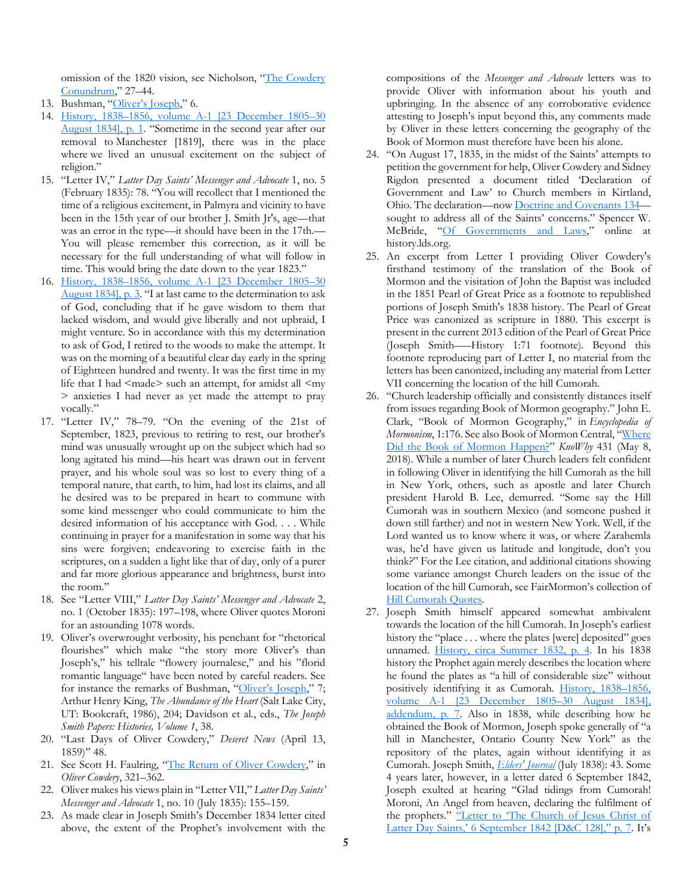omission of the 1820 vision, see Nicholson, "[The Cowdery Conundrum](#)," 27–44.

13. Bushman, "[Oliver's Joseph](#)," 6.
14. [History, 1838–1856, volume A-1 [23 December 1805–30 August 1834], p. 1](#). "Sometime in the second year after our removal to Manchester [1819], there was in the place where we lived an unusual excitement on the subject of religion."
15. "Letter IV," *Latter Day Saints' Messenger and Advocate* 1, no. 5 (February 1835): 78. "You will recollect that I mentioned the time of a religious excitement, in Palmyra and vicinity to have been in the 15th year of our brother J. Smith Jr's, age—that was an error in the type—it should have been in the 17th.— You will please remember this correction, as it will be necessary for the full understanding of what will follow in time. This would bring the date down to the year 1823."
16. [History, 1838–1856, volume A-1 [23 December 1805–30 August 1834], p. 3](#). "I at last came to the determination to ask of God, concluding that if he gave wisdom to them that lacked wisdom, and would give liberally and not upbraid, I might venture. So in accordance with this my determination to ask of God, I retired to the woods to make the attempt. It was on the morning of a beautiful clear day early in the spring of Eighteen hundred and twenty. It was the first time in my life that I had <made> such an attempt, for amidst all <my > anxieties I had never as yet made the attempt to pray vocally."
17. "Letter IV," 78–79. "On the evening of the 21st of September, 1823, previous to retiring to rest, our brother's mind was unusually wrought up on the subject which had so long agitated his mind—his heart was drawn out in fervent prayer, and his whole soul was so lost to every thing of a temporal nature, that earth, to him, had lost its claims, and all he desired was to be prepared in heart to commune with some kind messenger who could communicate to him the desired information of his acceptance with God. . . . While continuing in prayer for a manifestation in some way that his sins were forgiven; endeavoring to exercise faith in the scriptures, on a sudden a light like that of day, only of a purer and far more glorious appearance and brightness, burst into the room."
18. See "Letter VIII," *Latter Day Saints' Messenger and Advocate* 2, no. 1 (October 1835): 197–198, where Oliver quotes Moroni for an astounding 1078 words.
19. Oliver's overwrought verbosity, his penchant for "rhetorical flourishes" which make "the story more Oliver's than Joseph's," his telltale "flowery journalese," and his "florid romantic language" have been noted by careful readers. See for instance the remarks of Bushman, "[Oliver's Joseph](#)," 7; Arthur Henry King, *The Abundance of the Heart* (Salt Lake City, UT: Bookcraft, 1986), 204; Davidson et al., eds., *The Joseph Smith Papers: Histories, Volume 1*, 38.
20. "Last Days of Oliver Cowdery," *Deseret News* (April 13, 1859)" 48.
21. See Scott H. Faulring, "[The Return of Oliver Cowdery](#)," in *Oliver Cowdery*, 321–362.
22. Oliver makes his views plain in "Letter VII," *Latter Day Saints' Messenger and Advocate* 1, no. 10 (July 1835): 155–159.
23. As made clear in Joseph Smith's December 1834 letter cited above, the extent of the Prophet's involvement with the compositions of the *Messenger and Advocate* letters was to provide Oliver with information about his youth and upbringing. In the absence of any corroborative evidence attesting to Joseph's input beyond this, any comments made by Oliver in these letters concerning the geography of the Book of Mormon must therefore have been his alone.
24. "On August 17, 1835, in the midst of the Saints' attempts to petition the government for help, Oliver Cowdery and Sidney Rigdon presented a document titled 'Declaration of Government and Law' to Church members in Kirtland, Ohio. The declaration—now [Doctrine and Covenants 134](#)—sought to address all of the Saints' concerns." Spencer W. McBride, "[Of Governments and Laws](#)," online at history.lds.org.
25. An excerpt from Letter I providing Oliver Cowdery's firsthand testimony of the translation of the Book of Mormon and the visitation of John the Baptist was included in the 1851 Pearl of Great Price as a footnote to republished portions of Joseph Smith's 1838 history. The Pearl of Great Price was canonized as scripture in 1880. This excerpt is present in the current 2013 edition of the Pearl of Great Price (Joseph Smith—History 1:71 footnote). Beyond this footnote reproducing part of Letter I, no material from the letters has been canonized, including any material from Letter VII concerning the location of the hill Cumorah.
26. "Church leadership officially and consistently distances itself from issues regarding Book of Mormon geography." John E. Clark, "Book of Mormon Geography," in *Encyclopedia of Mormonism*, 1:176. See also Book of Mormon Central, "[Where Did the Book of Mormon Happen?](#)" *KnoWhy* 431 (May 8, 2018). While a number of later Church leaders felt confident in following Oliver in identifying the hill Cumorah as the hill in New York, others, such as apostle and later Church president Harold B. Lee, demurred. "Some say the Hill Cumorah was in southern Mexico (and someone pushed it down still farther) and not in western New York. Well, if the Lord wanted us to know where it was, or where Zarahemla was, he'd have given us latitude and longitude, don't you think?" For the Lee citation, and additional citations showing some variance amongst Church leaders on the issue of the location of the hill Cumorah, see FairMormon's collection of [Hill Cumorah Quotes](#).
27. Joseph Smith himself appeared somewhat ambivalent towards the location of the hill Cumorah. In Joseph's earliest history the "place . . . where the plates [were] deposited" goes unnamed. [History, circa Summer 1832, p. 4](#). In his 1838 history the Prophet again merely describes the location where he found the plates as "a hill of considerable size" without positively identifying it as Cumorah. [History, 1838–1856, volume A-1 [23 December 1805–30 August 1834], addendum, p. 7](#). Also in 1838, while describing how he obtained the Book of Mormon, Joseph spoke generally of "a hill in Manchester, Ontario County New York" as the repository of the plates, again without identifying it as Cumorah. Joseph Smith, *[Elders' Journal](#)* (July 1838): 43. Some 4 years later, however, in a letter dated 6 September 1842, Joseph exulted at hearing "Glad tidings from Cumorah! Moroni, An Angel from heaven, declaring the fulfilment of the prophets." ["Letter to 'The Church of Jesus Christ of Latter Day Saints,' 6 September 1842 [D&C 128]," p. 7](#). It's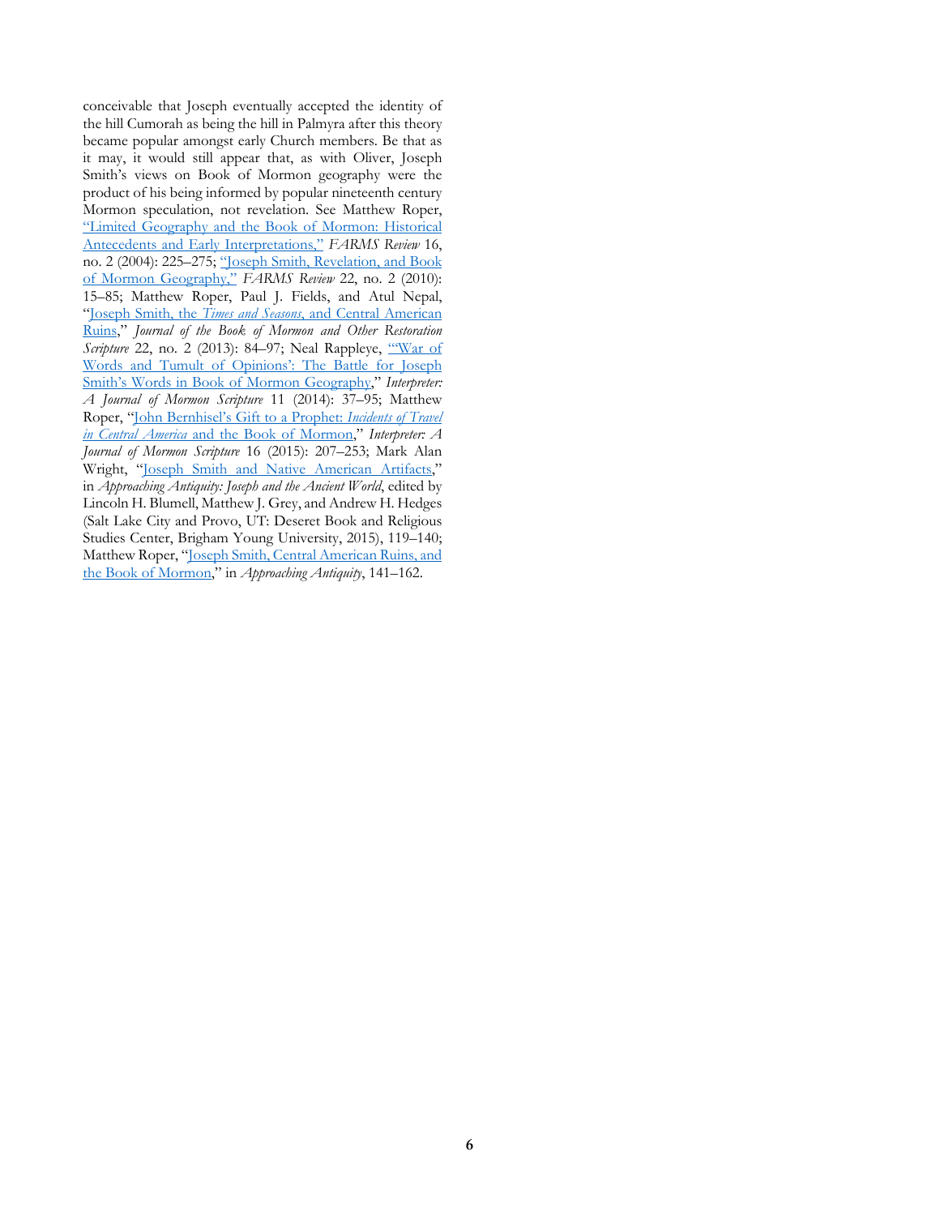conceivable that Joseph eventually accepted the identity of the hill Cumorah as being the hill in Palmyra after this theory became popular amongst early Church members. Be that as it may, it would still appear that, as with Oliver, Joseph Smith's views on Book of Mormon geography were the product of his being informed by popular nineteenth century Mormon speculation, not revelation. See Matthew Roper, "Limited Geography and the Book of Mormon: Historical Antecedents and Early Interpretations," *FARMS Review* 16, no. 2 (2004): 225–275; "Joseph Smith, Revelation, and Book of Mormon Geography," *FARMS Review* 22, no. 2 (2010): 15–85; Matthew Roper, Paul J. Fields, and Atul Nepal, "Joseph Smith, the *Times and Seasons*, and Central American Ruins," *Journal of the Book of Mormon and Other Restoration Scripture* 22, no. 2 (2013): 84–97; Neal Rappleye, "'War of Words and Tumult of Opinions': The Battle for Joseph Smith's Words in Book of Mormon Geography," *Interpreter: A Journal of Mormon Scripture* 11 (2014): 37–95; Matthew Roper, "John Bernhisel's Gift to a Prophet: *Incidents of Travel in Central America* and the Book of Mormon," *Interpreter: A Journal of Mormon Scripture* 16 (2015): 207–253; Mark Alan Wright, "Joseph Smith and Native American Artifacts," in *Approaching Antiquity: Joseph and the Ancient World*, edited by Lincoln H. Blumell, Matthew J. Grey, and Andrew H. Hedges (Salt Lake City and Provo, UT: Deseret Book and Religious Studies Center, Brigham Young University, 2015), 119–140; Matthew Roper, "Joseph Smith, Central American Ruins, and the Book of Mormon," in *Approaching Antiquity*, 141–162.